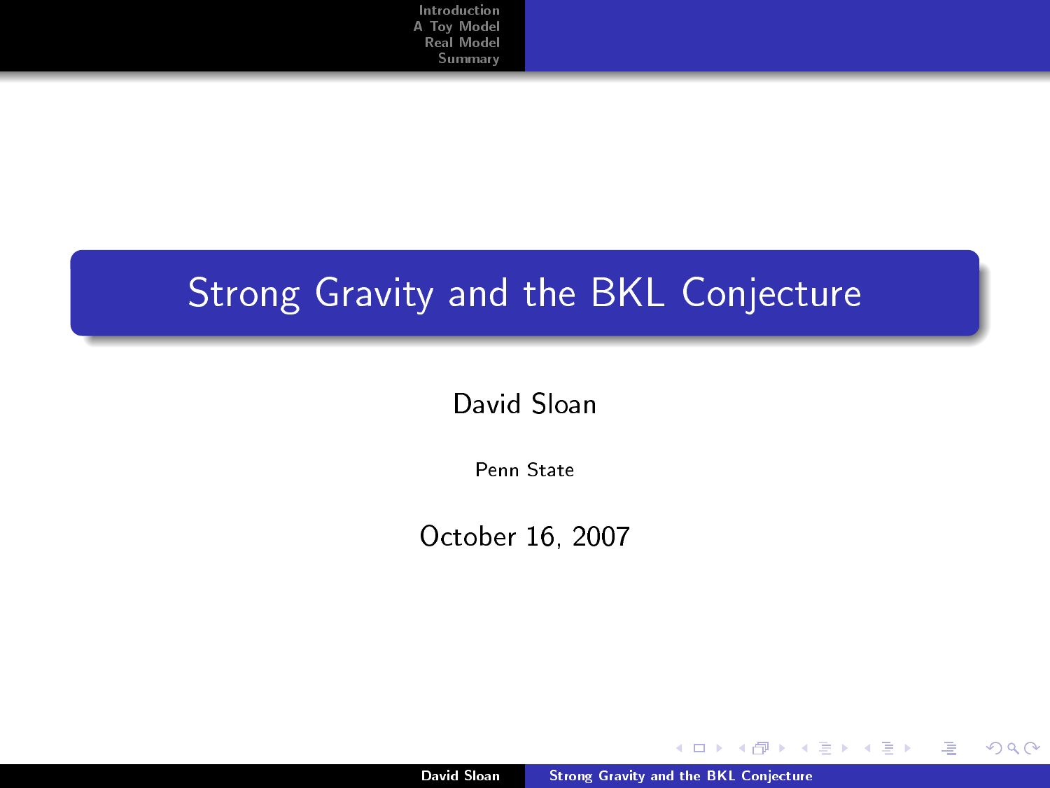# Strong Gravity and the BKL Conjecture

David Sloan

Penn State

October 16, 2007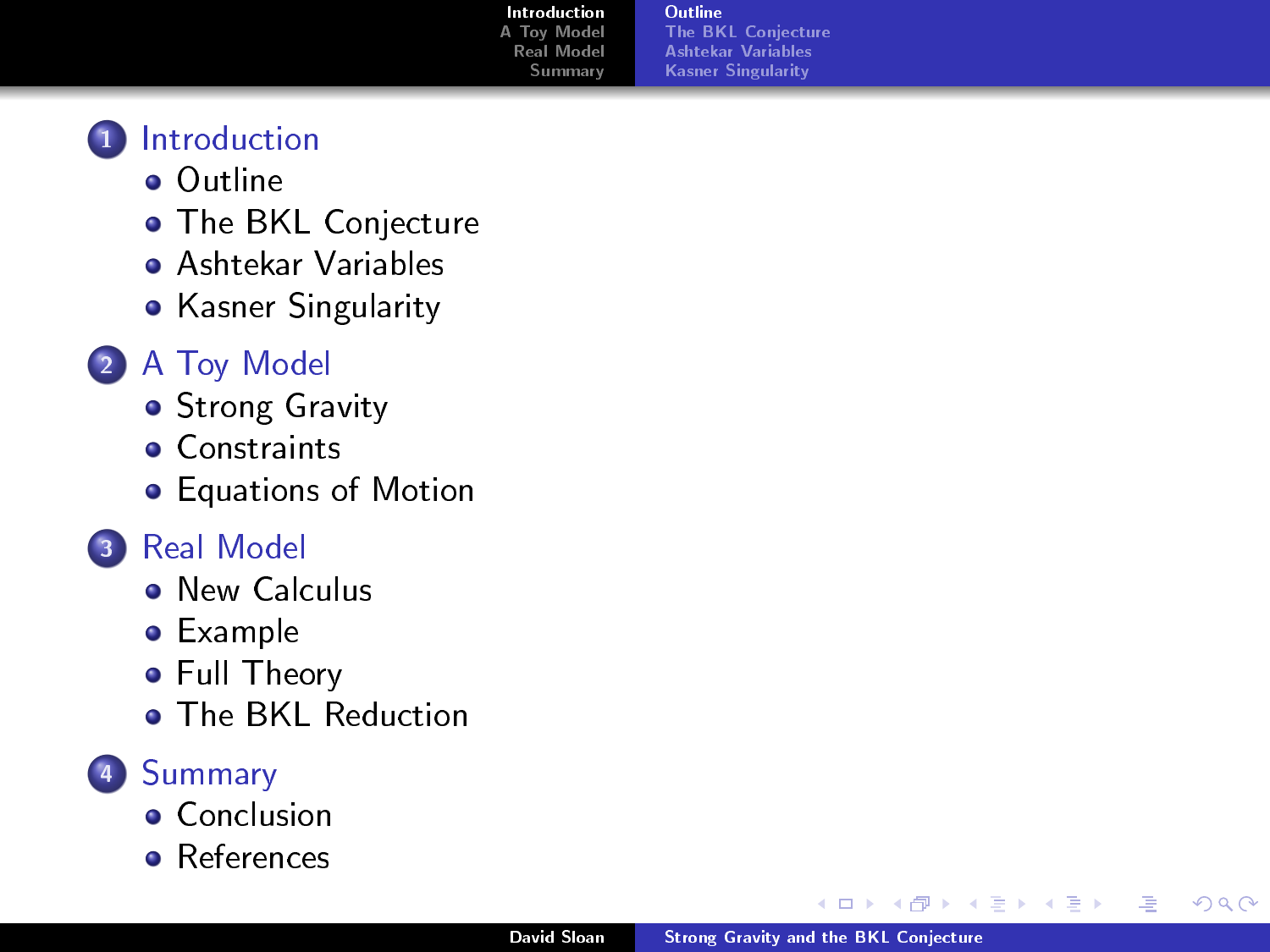1. Introduction
   - Outline
   - The BKL Conjecture
   - Ashtekar Variables
   - Kasner Singularity
2. A Toy Model
   - Strong Gravity
   - Constraints
   - Equations of Motion
3. Real Model
   - New Calculus
   - Example
   - Full Theory
   - The BKL Reduction
4. Summary
   - Conclusion
   - References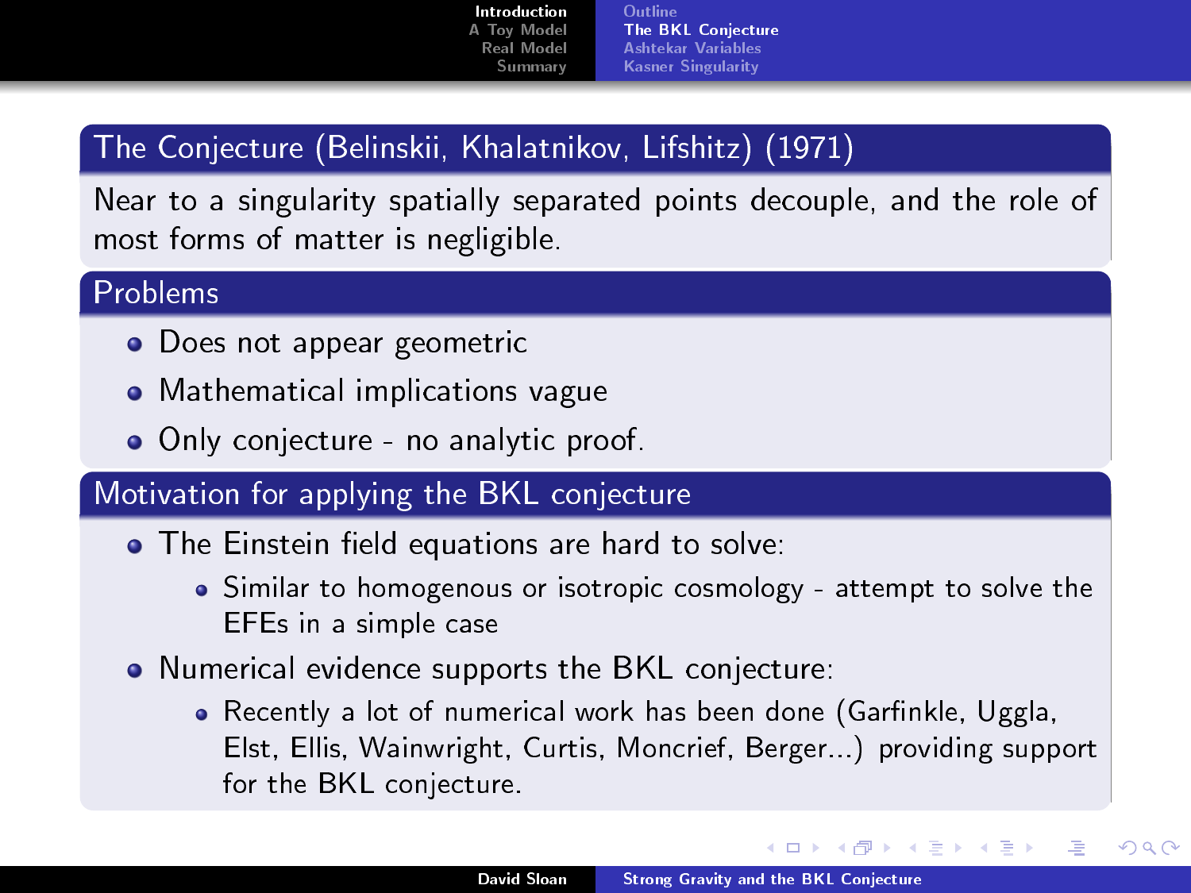## The Conjecture (Belinskii, Khalatnikov, Lifshitz) (1971)

Near to a singularity spatially separated points decouple, and the role of most forms of matter is negligible.

## Problems

- Does not appear geometric
- Mathematical implications vague
- Only conjecture - no analytic proof.

## Motivation for applying the BKL conjecture

- The Einstein field equations are hard to solve:
  - Similar to homogenous or isotropic cosmology - attempt to solve the EFEs in a simple case
- Numerical evidence supports the BKL conjecture:
  - Recently a lot of numerical work has been done (Garfinkle, Uggla, Elst, Ellis, Wainwright, Curtis, Moncrief, Berger...) providing support for the BKL conjecture.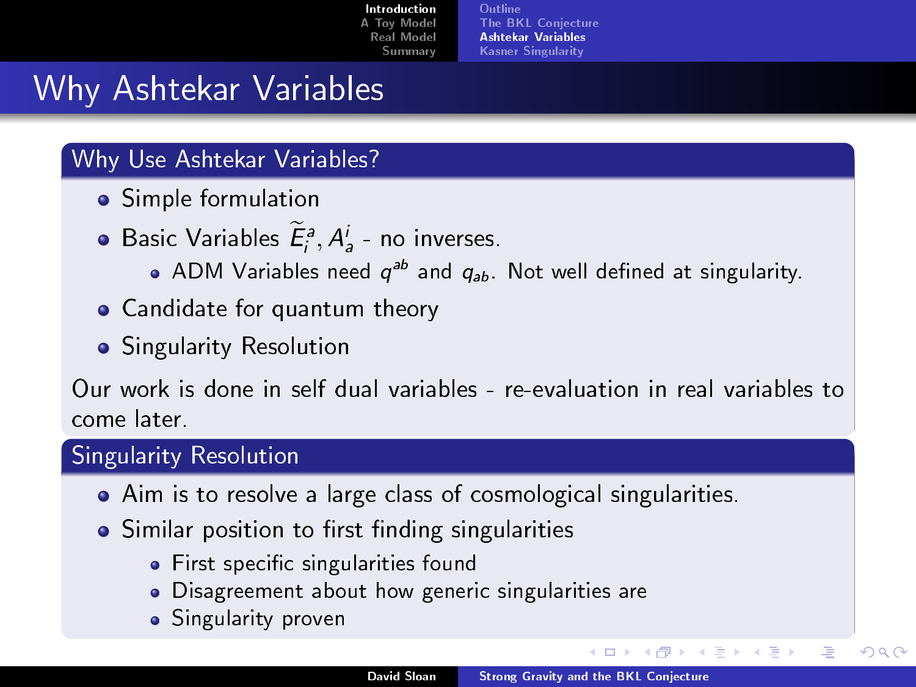# Why Ashtekar Variables

## Why Use Ashtekar Variables?

- Simple formulation
- Basic Variables $\widetilde{E}_i^a, A_a^i$ - no inverses.
  - ADM Variables need $q^{ab}$ and $q_{ab}$. Not well defined at singularity.
- Candidate for quantum theory
- Singularity Resolution

Our work is done in self dual variables - re-evaluation in real variables to come later.

## Singularity Resolution

- Aim is to resolve a large class of cosmological singularities.
- Similar position to first finding singularities
  - First specific singularities found
  - Disagreement about how generic singularities are
  - Singularity proven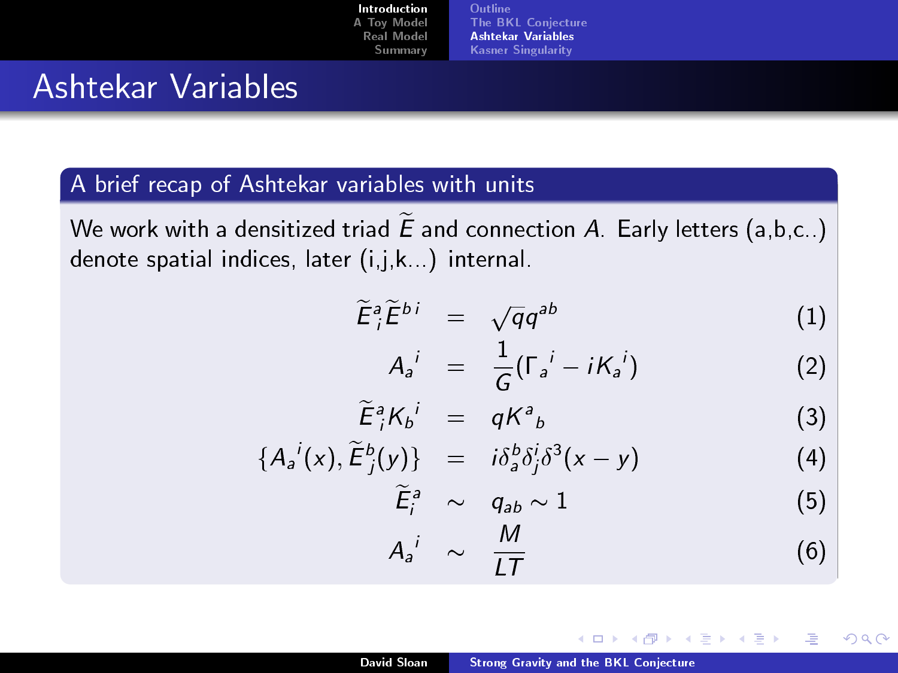# Ashtekar Variables

## A brief recap of Ashtekar variables with units

We work with a densitized triad $\widetilde{E}$ and connection $A$. Early letters (a,b,c..) denote spatial indices, later (i,j,k...) internal.

$$\widetilde{E}^a_i \widetilde{E}^{b\,i} = \sqrt{q} q^{ab} \tag{1}$$

$$A_a{}^i = \frac{1}{G}(\Gamma_a{}^i - i K_a{}^i) \tag{2}$$

$$\widetilde{E}^a_i K_b{}^i = q K^a{}_b \tag{3}$$

$$\{A_a{}^i(x), \widetilde{E}^b_j(y)\} = i \delta^b_a \delta^i_j \delta^3(x-y) \tag{4}$$

$$\widetilde{E}^a_i \sim q_{ab} \sim 1 \tag{5}$$

$$A_a{}^i \sim \frac{M}{LT} \tag{6}$$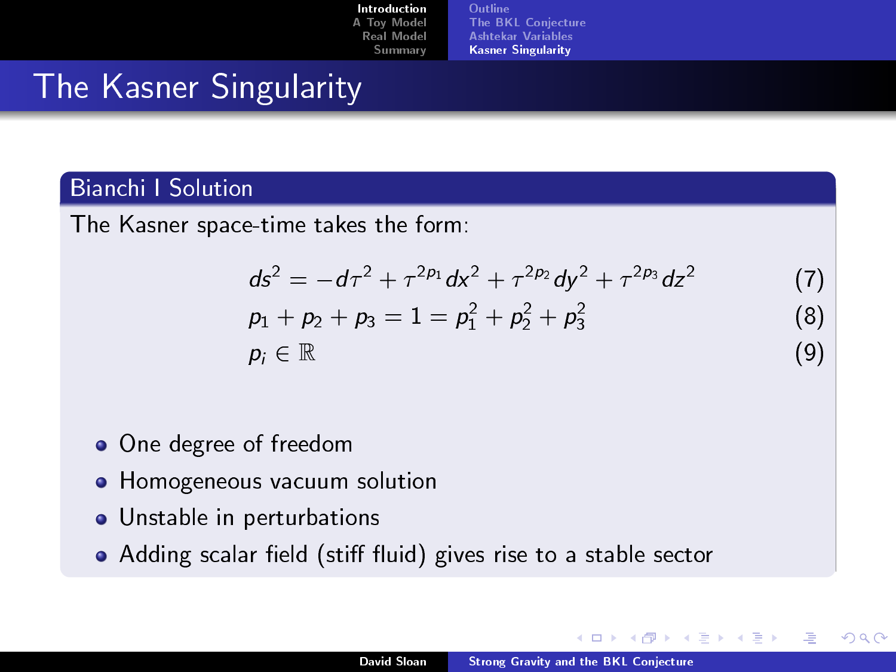# The Kasner Singularity

## Bianchi I Solution

The Kasner space-time takes the form:

$$ds^2 = -d\tau^2 + \tau^{2p_1} dx^2 + \tau^{2p_2} dy^2 + \tau^{2p_3} dz^2 \quad (7)$$

$$p_1 + p_2 + p_3 = 1 = p_1^2 + p_2^2 + p_3^2 \quad (8)$$

$$p_i \in \mathbb{R} \quad (9)$$

- One degree of freedom
- Homogeneous vacuum solution
- Unstable in perturbations
- Adding scalar field (stiff fluid) gives rise to a stable sector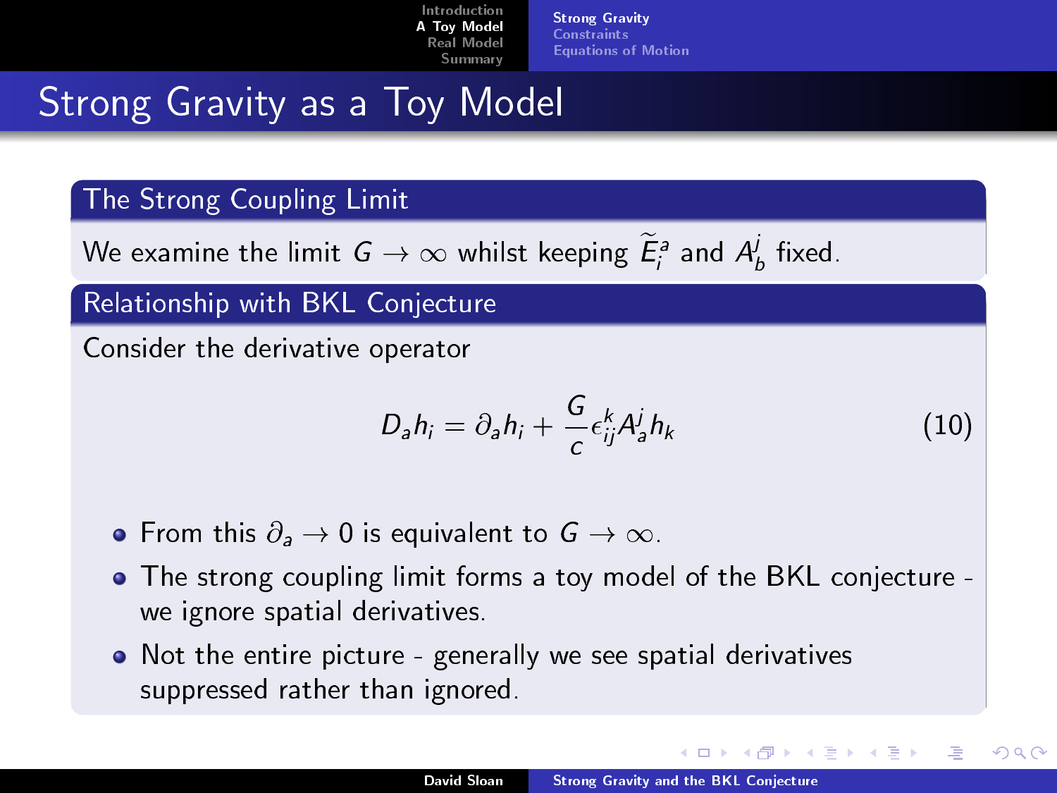# Strong Gravity as a Toy Model

## The Strong Coupling Limit

We examine the limit $G \to \infty$ whilst keeping $\widetilde{E}_i^a$ and $A_b^j$ fixed.

## Relationship with BKL Conjecture

Consider the derivative operator

$$D_a h_i = \partial_a h_i + \frac{G}{c} \epsilon_{ij}^k A_a^j h_k \tag{10}$$

- From this $\partial_a \to 0$ is equivalent to $G \to \infty$.
- The strong coupling limit forms a toy model of the BKL conjecture - we ignore spatial derivatives.
- Not the entire picture - generally we see spatial derivatives suppressed rather than ignored.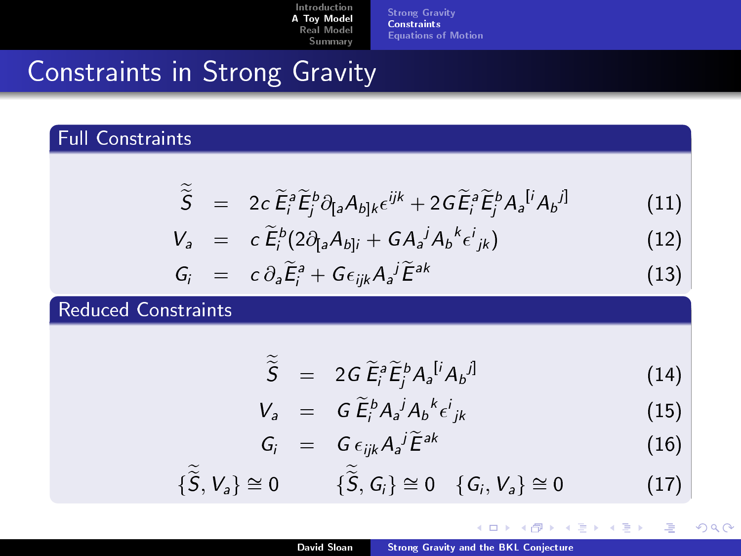# Constraints in Strong Gravity

## Full Constraints

$$\tilde{\tilde{S}} = 2c\, \tilde{E}_i^a \tilde{E}_j^b \partial_{[a} A_{b]k} \epsilon^{ijk} + 2G \tilde{E}_i^a \tilde{E}_j^b A_a{}^{[i} A_b{}^{j]} \quad (11)$$

$$V_a = c\, \tilde{E}_i^b (2\partial_{[a} A_{b]i} + G A_a{}^j A_b{}^k \epsilon^i{}_{jk}) \quad (12)$$

$$G_i = c\, \partial_a \tilde{E}_i^a + G \epsilon_{ijk} A_a{}^j \tilde{E}^{ak} \quad (13)$$

## Reduced Constraints

$$\tilde{\tilde{S}} = 2G\, \tilde{E}_i^a \tilde{E}_j^b A_a{}^{[i} A_b{}^{j]} \quad (14)$$

$$V_a = G\, \tilde{E}_i^b A_a{}^j A_b{}^k \epsilon^i{}_{jk} \quad (15)$$

$$G_i = G\, \epsilon_{ijk} A_a{}^j \tilde{E}^{ak} \quad (16)$$

$$\{\tilde{\tilde{S}}, V_a\} \cong 0 \qquad \{\tilde{\tilde{S}}, G_i\} \cong 0 \quad \{G_i, V_a\} \cong 0 \quad (17)$$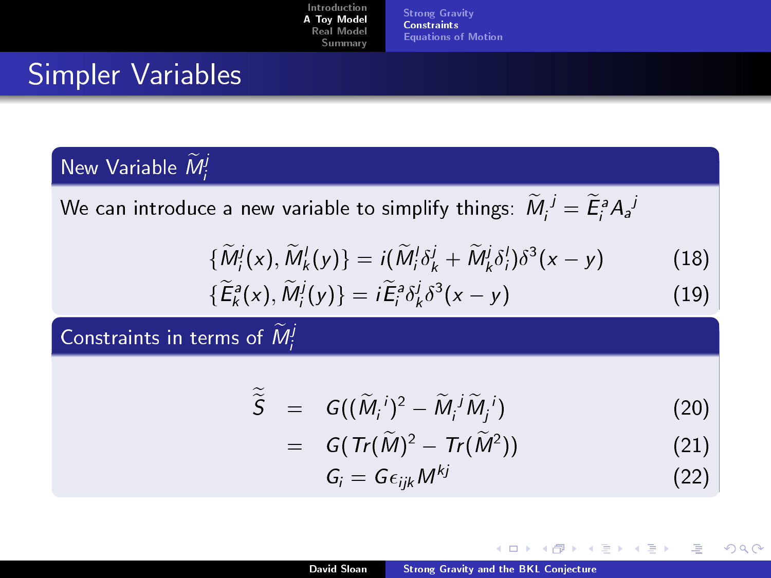# Simpler Variables

## New Variable $\widetilde{M}_i^j$

We can introduce a new variable to simplify things: $\widetilde{M}_i{}^j = \widetilde{E}_i^a A_a{}^j$

$$\{\widetilde{M}_i^j(x), \widetilde{M}_k^l(y)\} = i(\widetilde{M}_i^l \delta_k^j + \widetilde{M}_k^j \delta_i^l)\delta^3(x-y) \tag{18}$$

$$\{\widetilde{E}_k^a(x), \widetilde{M}_i^j(y)\} = i\widetilde{E}_i^a \delta_k^j \delta^3(x-y) \tag{19}$$

## Constraints in terms of $\widetilde{M}_i^j$

$$\widetilde{\widetilde{S}} = G((\widetilde{M}_i{}^i)^2 - \widetilde{M}_i{}^j \widetilde{M}_j{}^i) \tag{20}$$

$$= G(Tr(\widetilde{M})^2 - Tr(\widetilde{M}^2)) \tag{21}$$

$$G_i = G\epsilon_{ijk} M^{kj} \tag{22}$$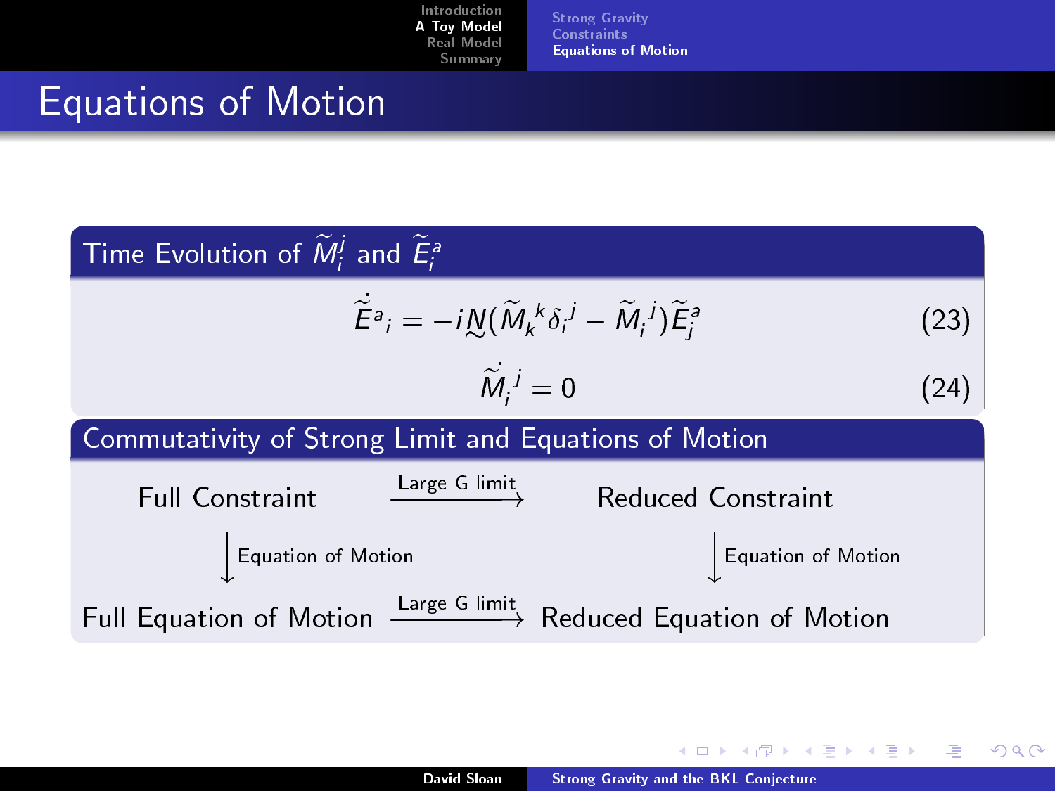# Equations of Motion

### Time Evolution of $\widetilde{M}_i^j$ and $\widetilde{E}_i^a$

$$\dot{\widetilde{E}}^a{}_i = -i\underset{\sim}{N}(\widetilde{M}_k{}^k\delta_i{}^j - \widetilde{M}_i{}^j)\widetilde{E}_j^a \tag{23}$$

$$\dot{\widetilde{M}}_i{}^j = 0 \tag{24}$$

### Commutativity of Strong Limit and Equations of Motion

$$\begin{array}{ccc}
\text{Full Constraint} & \xrightarrow{\text{Large G limit}} & \text{Reduced Constraint} \\
\downarrow \text{Equation of Motion} & & \downarrow \text{Equation of Motion} \\
\text{Full Equation of Motion} & \xrightarrow{\text{Large G limit}} & \text{Reduced Equation of Motion}
\end{array}$$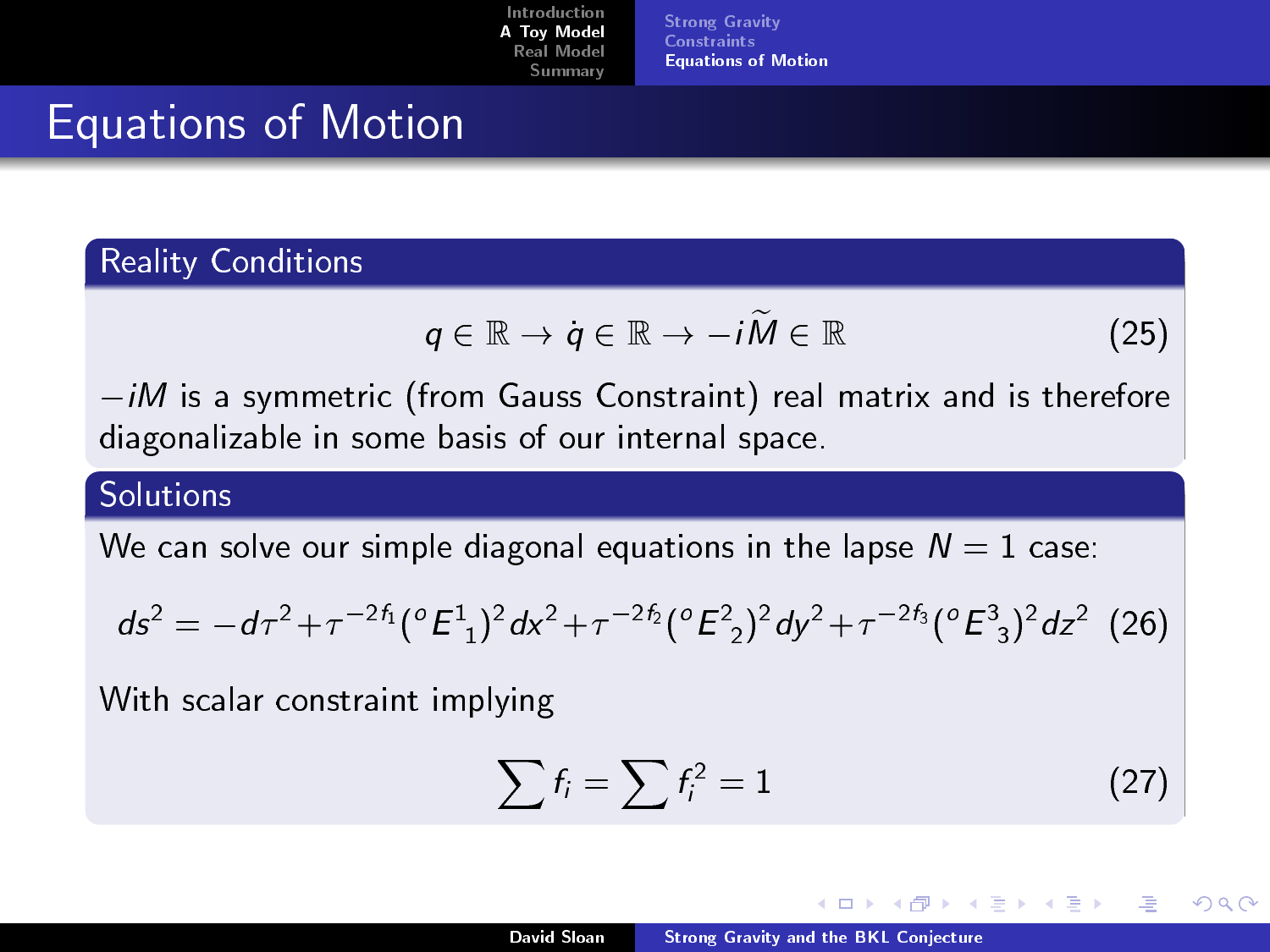# Equations of Motion

## Reality Conditions

$$q \in \mathbb{R} \rightarrow \dot{q} \in \mathbb{R} \rightarrow -i\widetilde{M} \in \mathbb{R} \tag{25}$$

$-iM$ is a symmetric (from Gauss Constraint) real matrix and is therefore diagonalizable in some basis of our internal space.

## Solutions

We can solve our simple diagonal equations in the lapse $N = 1$ case:

$$ds^2 = -d\tau^2 + \tau^{-2f_1}({}^{o}E^{1}{}_{1})^2 dx^2 + \tau^{-2f_2}({}^{o}E^{2}{}_{2})^2 dy^2 + \tau^{-2f_3}({}^{o}E^{3}{}_{3})^2 dz^2 \tag{26}$$

With scalar constraint implying

$$\sum f_i = \sum f_i^2 = 1 \tag{27}$$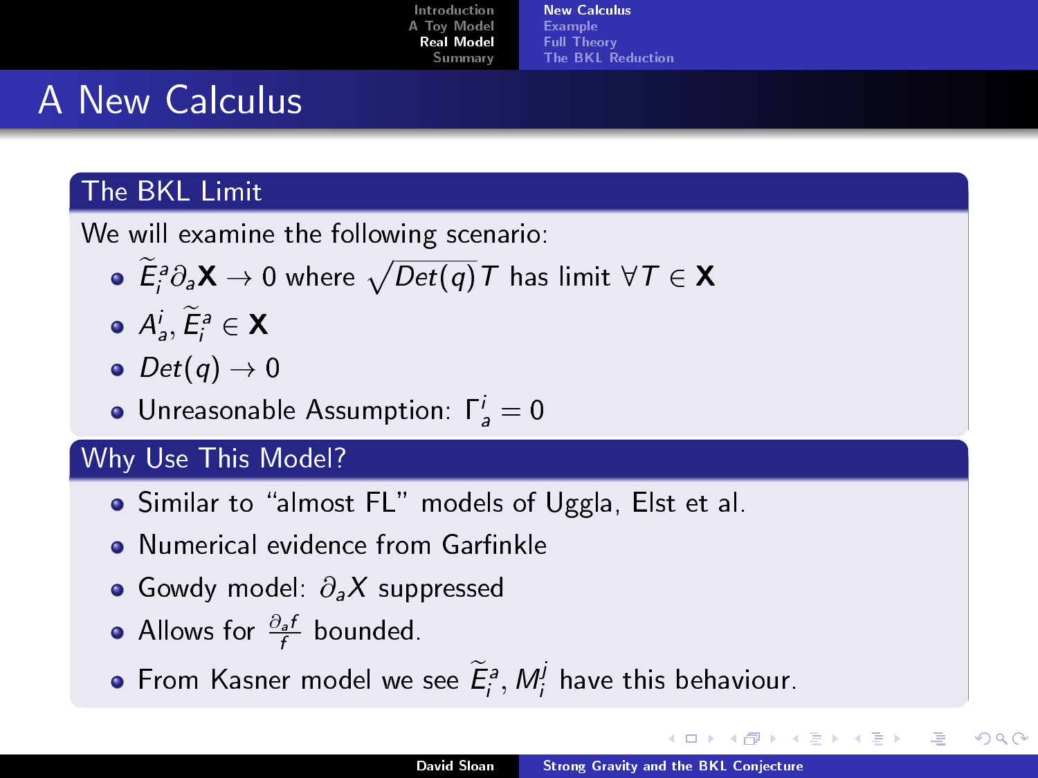# A New Calculus

## The BKL Limit

We will examine the following scenario:

- $\widetilde{E}_i^a \partial_a \mathbf{X} \to 0$ where $\sqrt{Det(q)}T$ has limit $\forall T \in \mathbf{X}$
- $A_a^i, \widetilde{E}_i^a \in \mathbf{X}$
- $Det(q) \to 0$
- Unreasonable Assumption: $\Gamma_a^i = 0$

## Why Use This Model?

- Similar to "almost FL" models of Uggla, Elst et al.
- Numerical evidence from Garfinkle
- Gowdy model: $\partial_a X$ suppressed
- Allows for $\frac{\partial_a f}{f}$ bounded.
- From Kasner model we see $\widetilde{E}_i^a, M_i^j$ have this behaviour.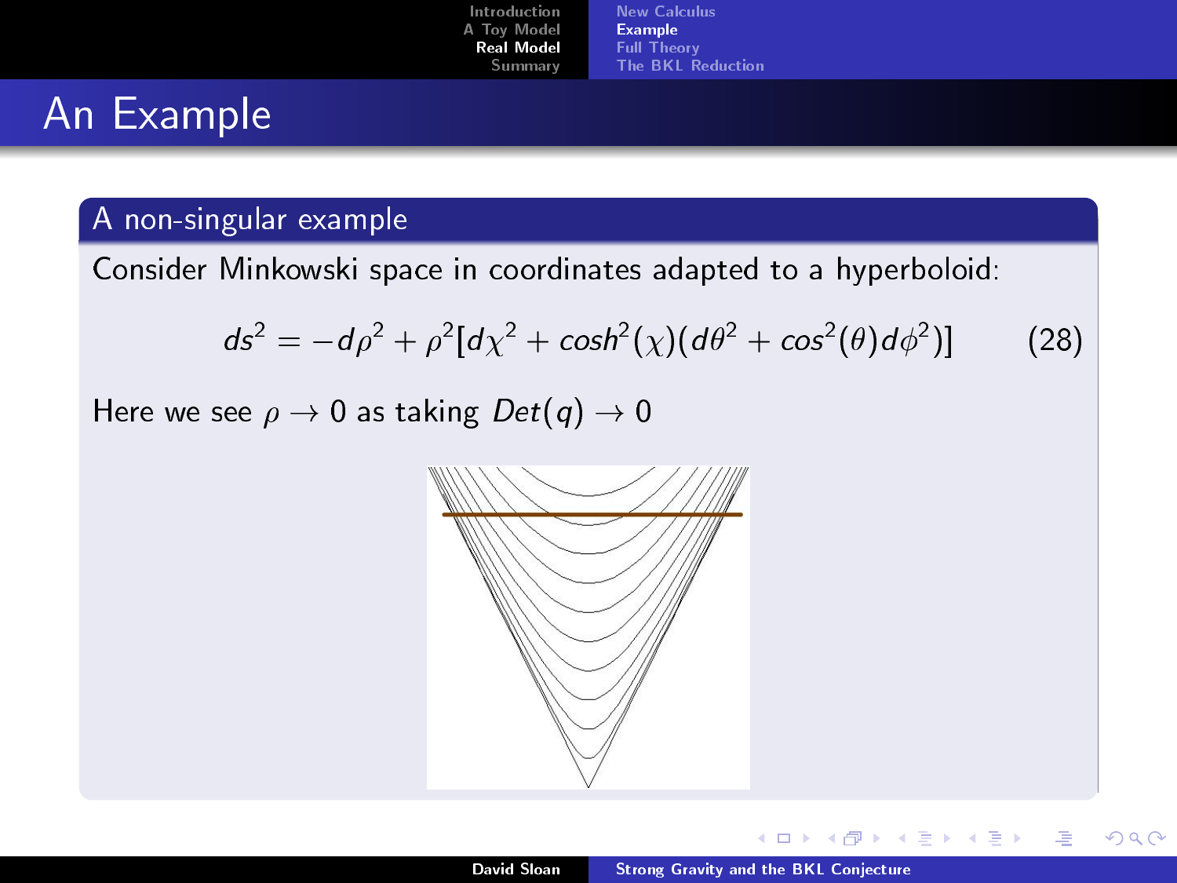# An Example

## A non-singular example

Consider Minkowski space in coordinates adapted to a hyperboloid:

$$ds^2 = -d\rho^2 + \rho^2[d\chi^2 + cosh^2(\chi)(d\theta^2 + cos^2(\theta)d\phi^2)] \tag{28}$$

Here we see $\rho \to 0$ as taking $Det(q) \to 0$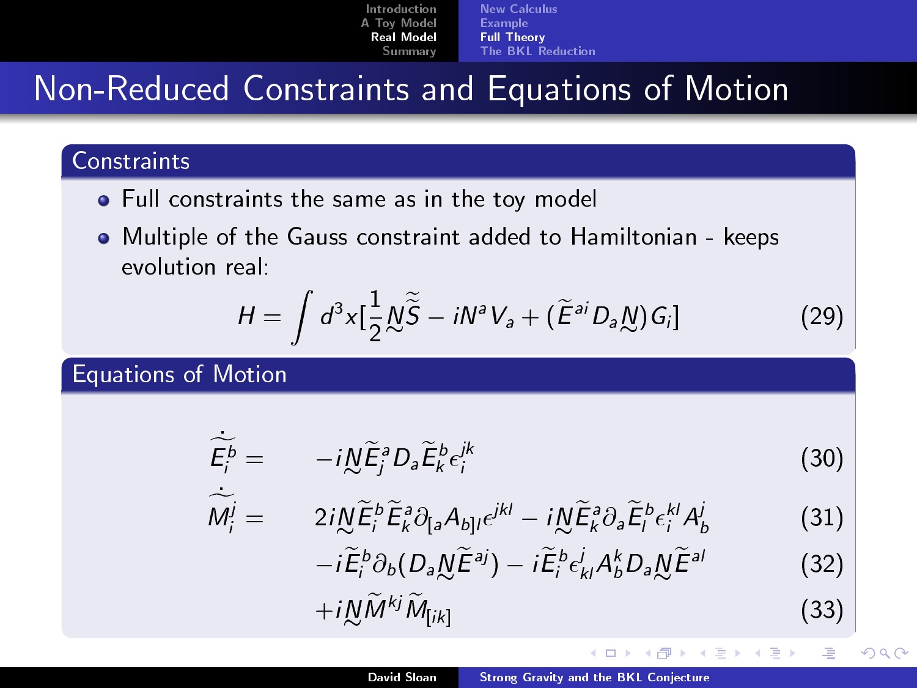# Non-Reduced Constraints and Equations of Motion

## Constraints

- Full constraints the same as in the toy model
- Multiple of the Gauss constraint added to Hamiltonian - keeps evolution real:

$$H = \int d^3x[\frac{1}{2}\underset{\sim}{N}\tilde{\tilde{S}} - iN^a V_a + (\tilde{E}^{ai} D_a \underset{\sim}{N}) G_i] \tag{29}$$

## Equations of Motion

$$\dot{\tilde{E}}^b_i = -i\underset{\sim}{N}\tilde{E}^a_j D_a \tilde{E}^b_k \epsilon_i^{jk} \tag{30}$$

$$\dot{\tilde{M}}^j_i = 2i\underset{\sim}{N}\tilde{E}^b_i \tilde{E}^a_k \partial_{[a} A_{b]l} \epsilon^{jkl} - i\underset{\sim}{N}\tilde{E}^a_k \partial_a \tilde{E}^b_l \epsilon_i^{kl} A^j_b \tag{31}$$

$$-i\tilde{E}^b_i \partial_b (D_a \underset{\sim}{N}\tilde{E}^{aj}) - i\tilde{E}^b_i \epsilon^j_{kl} A^k_b D_a \underset{\sim}{N}\tilde{E}^{al} \tag{32}$$

$$+i\underset{\sim}{N}\tilde{M}^{kj}\tilde{M}_{[ik]} \tag{33}$$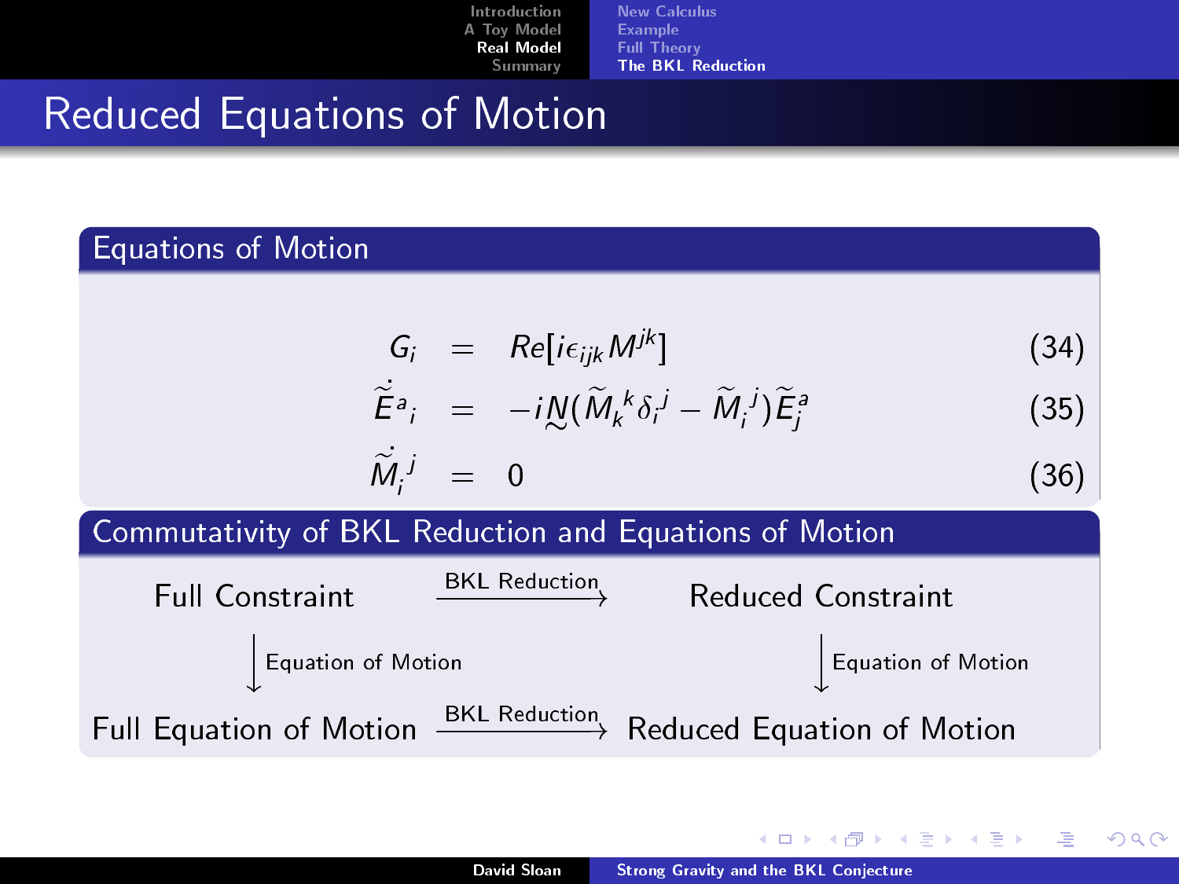# Reduced Equations of Motion

## Equations of Motion

$$G_i = Re[i\epsilon_{ijk} M^{jk}] \tag{34}$$

$$\dot{\widetilde{E}}^a{}_i = -i\underset{\sim}{N}(\widetilde{M}_k{}^k \delta_i^j - \widetilde{M}_i{}^j)\widetilde{E}_j^a \tag{35}$$

$$\dot{\widetilde{M}}_i{}^j = 0 \tag{36}$$

## Commutativity of BKL Reduction and Equations of Motion

$$\begin{array}{ccc}
\text{Full Constraint} & \xrightarrow{\text{BKL Reduction}} & \text{Reduced Constraint} \\
\big\downarrow \text{Equation of Motion} & & \big\downarrow \text{Equation of Motion} \\
\text{Full Equation of Motion} & \xrightarrow{\text{BKL Reduction}} & \text{Reduced Equation of Motion}
\end{array}$$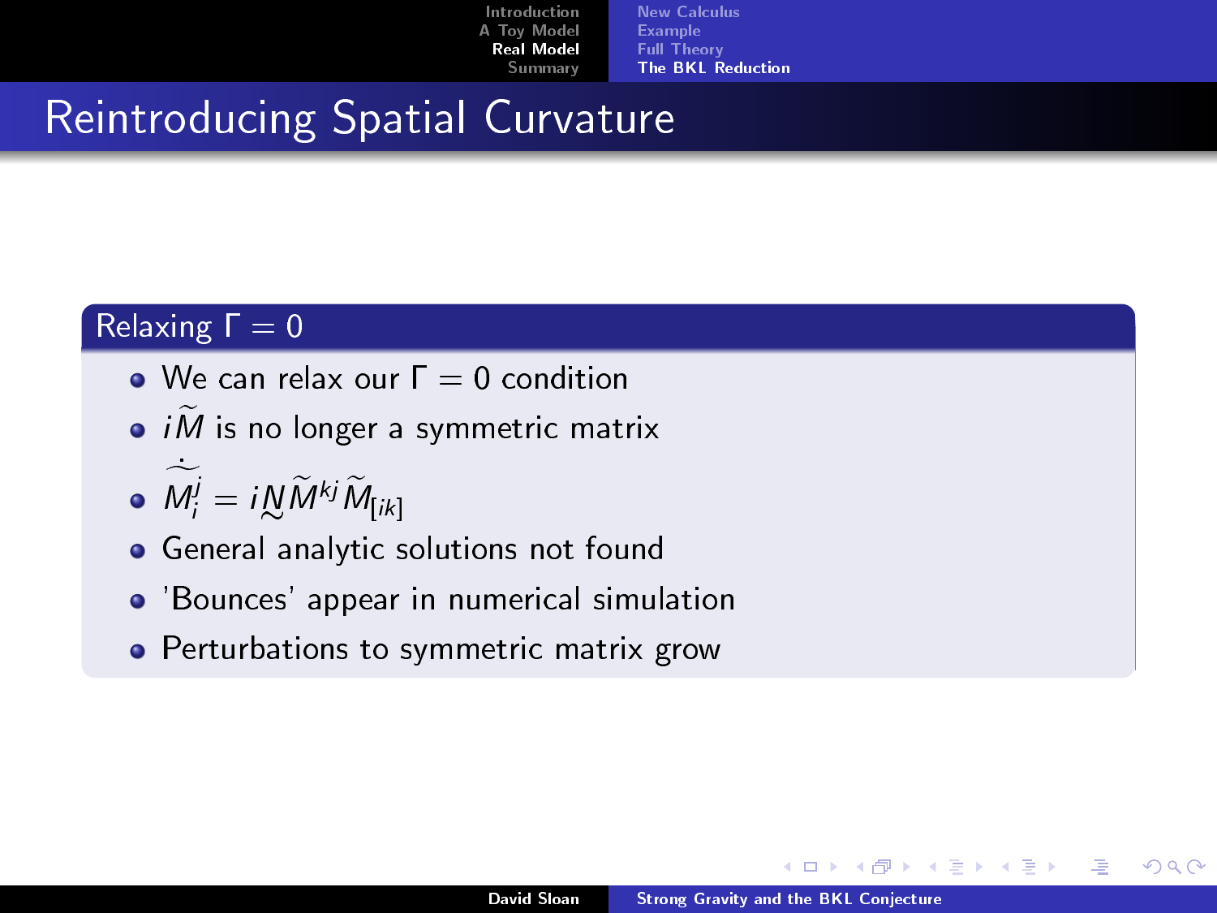# Reintroducing Spatial Curvature

## Relaxing $\Gamma = 0$

- We can relax our $\Gamma = 0$ condition
- $i\widetilde{M}$ is no longer a symmetric matrix
- $\dot{\widetilde{M}}{}_i^j = i \underset{\sim}{N} \widetilde{M}^{kj} \widetilde{M}_{[ik]}$
- General analytic solutions not found
- 'Bounces' appear in numerical simulation
- Perturbations to symmetric matrix grow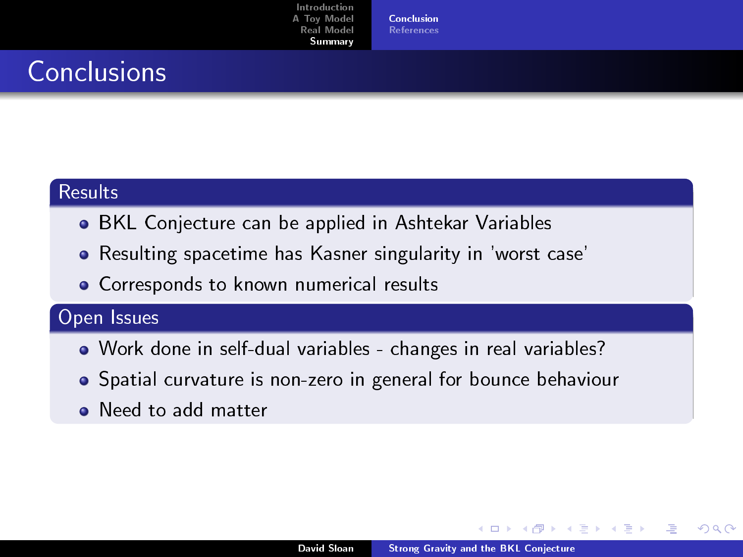# Conclusions

## Results

- BKL Conjecture can be applied in Ashtekar Variables
- Resulting spacetime has Kasner singularity in 'worst case'
- Corresponds to known numerical results

## Open Issues

- Work done in self-dual variables - changes in real variables?
- Spatial curvature is non-zero in general for bounce behaviour
- Need to add matter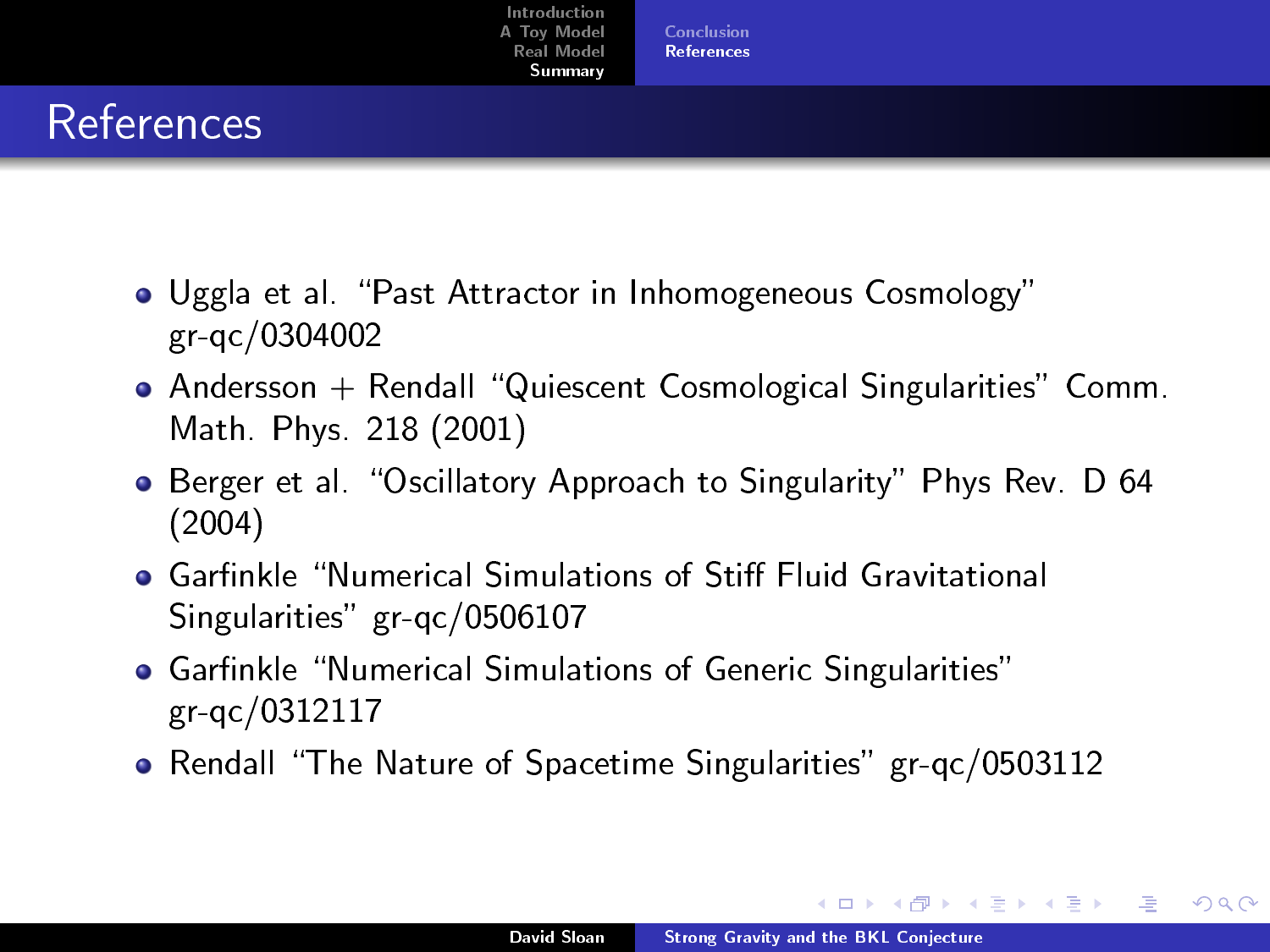# References

- Uggla et al. “Past Attractor in Inhomogeneous Cosmology” gr-qc/0304002
- Andersson + Rendall “Quiescent Cosmological Singularities” Comm. Math. Phys. 218 (2001)
- Berger et al. “Oscillatory Approach to Singularity” Phys Rev. D 64 (2004)
- Garfinkle “Numerical Simulations of Stiff Fluid Gravitational Singularities” gr-qc/0506107
- Garfinkle “Numerical Simulations of Generic Singularities” gr-qc/0312117
- Rendall “The Nature of Spacetime Singularities” gr-qc/0503112